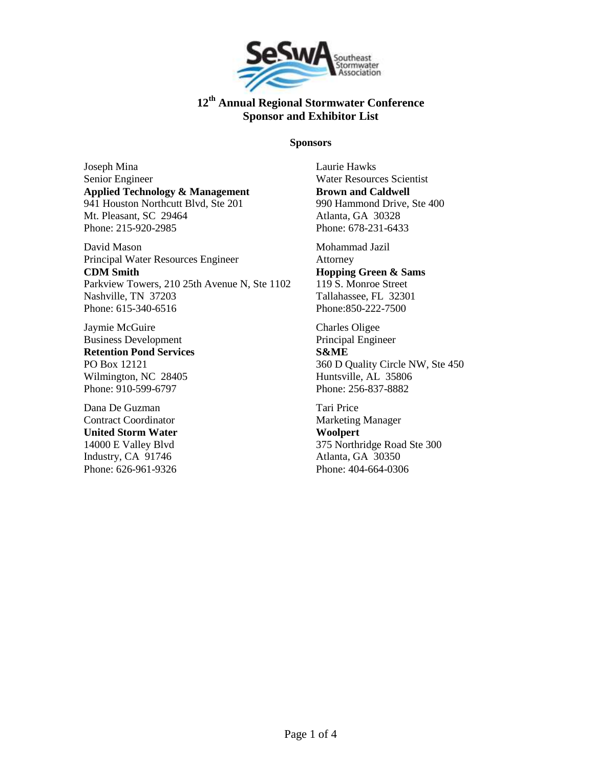# 12th Annual Regional Stormwater Conference
## Sponsor and Exhibitor List

### Sponsors

Joseph Mina
Senior Engineer
**Applied Technology & Management**
941 Houston Northcutt Blvd, Ste 201
Mt. Pleasant, SC  29464
Phone: 215-920-2985

Laurie Hawks
Water Resources Scientist
**Brown and Caldwell**
990 Hammond Drive, Ste 400
Atlanta, GA  30328
Phone: 678-231-6433

David Mason
Principal Water Resources Engineer
**CDM Smith**
Parkview Towers, 210 25th Avenue N, Ste 1102
Nashville, TN  37203
Phone: 615-340-6516

Mohammad Jazil
Attorney
**Hopping Green & Sams**
119 S. Monroe Street
Tallahassee, FL  32301
Phone:850-222-7500

Jaymie McGuire
Business Development
**Retention Pond Services**
PO Box 12121
Wilmington, NC  28405
Phone: 910-599-6797

Charles Oligee
Principal Engineer
**S&ME**
360 D Quality Circle NW, Ste 450
Huntsville, AL  35806
Phone: 256-837-8882

Dana De Guzman
Contract Coordinator
**United Storm Water**
14000 E Valley Blvd
Industry, CA  91746
Phone: 626-961-9326

Tari Price
Marketing Manager
**Woolpert**
375 Northridge Road Ste 300
Atlanta, GA  30350
Phone: 404-664-0306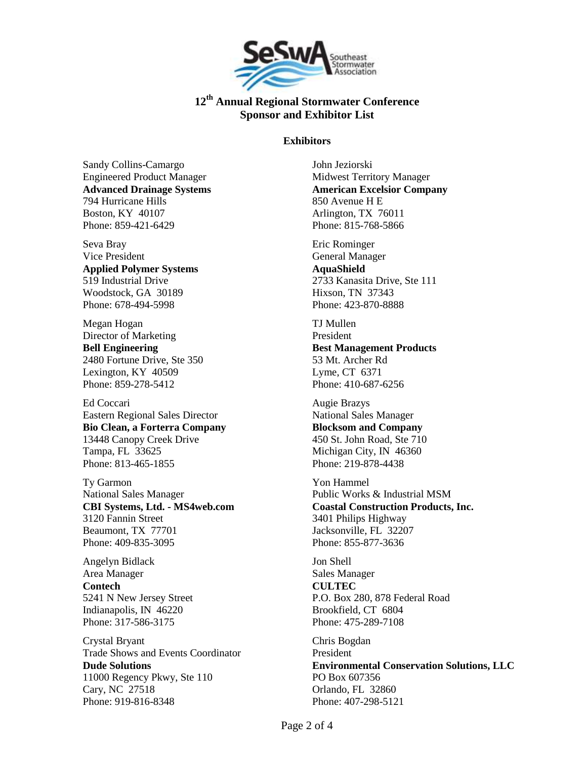# 12th Annual Regional Stormwater Conference
## Sponsor and Exhibitor List

### Exhibitors

Sandy Collins-Camargo
Engineered Product Manager
**Advanced Drainage Systems**
794 Hurricane Hills
Boston, KY 40107
Phone: 859-421-6429

Seva Bray
Vice President
**Applied Polymer Systems**
519 Industrial Drive
Woodstock, GA 30189
Phone: 678-494-5998

Megan Hogan
Director of Marketing
**Bell Engineering**
2480 Fortune Drive, Ste 350
Lexington, KY 40509
Phone: 859-278-5412

Ed Coccari
Eastern Regional Sales Director
**Bio Clean, a Forterra Company**
13448 Canopy Creek Drive
Tampa, FL 33625
Phone: 813-465-1855

Ty Garmon
National Sales Manager
**CBI Systems, Ltd. - MS4web.com**
3120 Fannin Street
Beaumont, TX 77701
Phone: 409-835-3095

Angelyn Bidlack
Area Manager
**Contech**
5241 N New Jersey Street
Indianapolis, IN 46220
Phone: 317-586-3175

Crystal Bryant
Trade Shows and Events Coordinator
**Dude Solutions**
11000 Regency Pkwy, Ste 110
Cary, NC 27518
Phone: 919-816-8348

John Jeziorski
Midwest Territory Manager
**American Excelsior Company**
850 Avenue H E
Arlington, TX 76011
Phone: 815-768-5866

Eric Rominger
General Manager
**AquaShield**
2733 Kanasita Drive, Ste 111
Hixson, TN 37343
Phone: 423-870-8888

TJ Mullen
President
**Best Management Products**
53 Mt. Archer Rd
Lyme, CT 6371
Phone: 410-687-6256

Augie Brazys
National Sales Manager
**Blocksom and Company**
450 St. John Road, Ste 710
Michigan City, IN 46360
Phone: 219-878-4438

Yon Hammel
Public Works & Industrial MSM
**Coastal Construction Products, Inc.**
3401 Philips Highway
Jacksonville, FL 32207
Phone: 855-877-3636

Jon Shell
Sales Manager
**CULTEC**
P.O. Box 280, 878 Federal Road
Brookfield, CT 6804
Phone: 475-289-7108

Chris Bogdan
President
**Environmental Conservation Solutions, LLC**
PO Box 607356
Orlando, FL 32860
Phone: 407-298-5121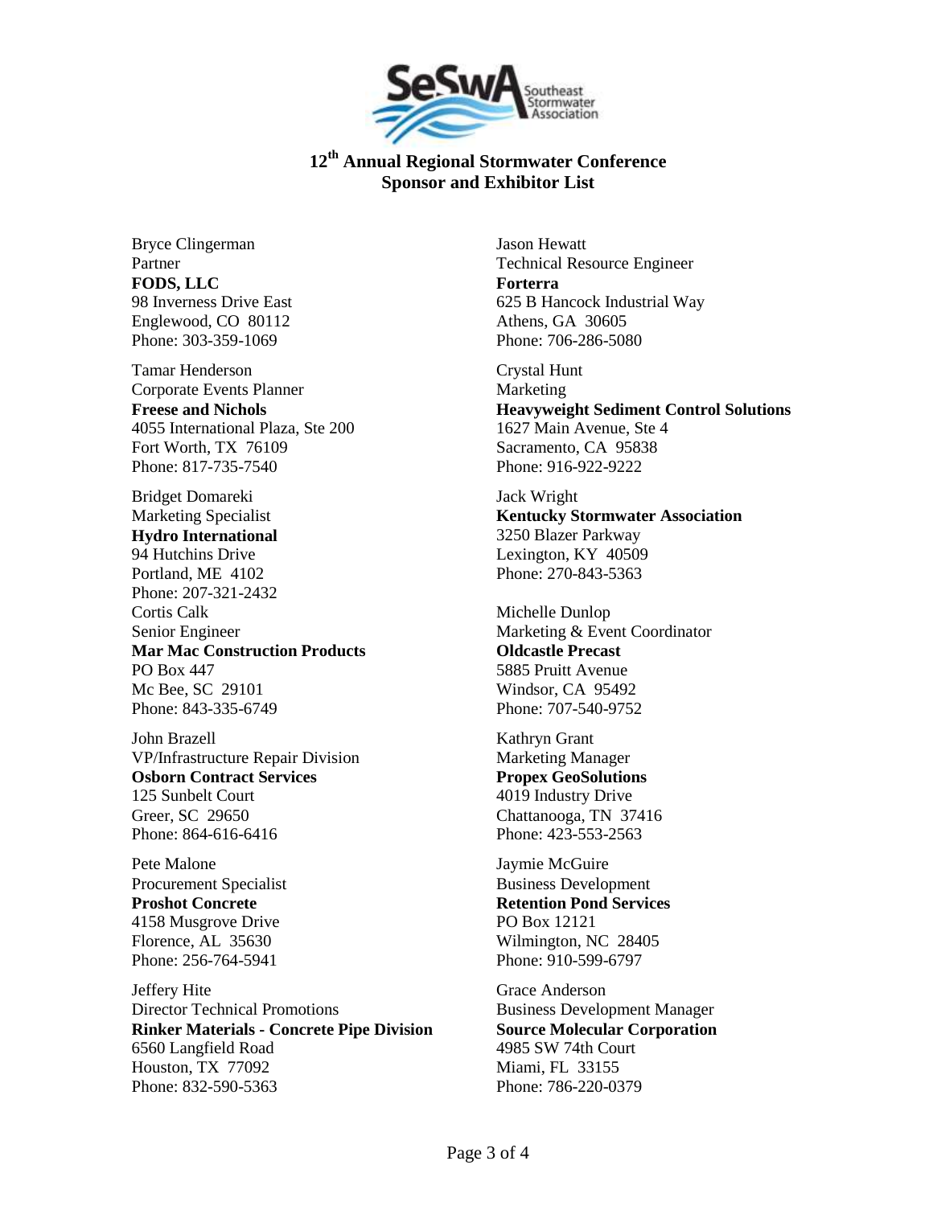SeSwA Southeast Stormwater Association

## 12th Annual Regional Stormwater Conference
## Sponsor and Exhibitor List

Bryce Clingerman
Partner
**FODS, LLC**
98 Inverness Drive East
Englewood, CO 80112
Phone: 303-359-1069

Tamar Henderson
Corporate Events Planner
**Freese and Nichols**
4055 International Plaza, Ste 200
Fort Worth, TX 76109
Phone: 817-735-7540

Bridget Domareki
Marketing Specialist
**Hydro International**
94 Hutchins Drive
Portland, ME 4102
Phone: 207-321-2432

Cortis Calk
Senior Engineer
**Mar Mac Construction Products**
PO Box 447
Mc Bee, SC 29101
Phone: 843-335-6749

John Brazell
VP/Infrastructure Repair Division
**Osborn Contract Services**
125 Sunbelt Court
Greer, SC 29650
Phone: 864-616-6416

Pete Malone
Procurement Specialist
**Proshot Concrete**
4158 Musgrove Drive
Florence, AL 35630
Phone: 256-764-5941

Jeffery Hite
Director Technical Promotions
**Rinker Materials - Concrete Pipe Division**
6560 Langfield Road
Houston, TX 77092
Phone: 832-590-5363

Jason Hewatt
Technical Resource Engineer
**Forterra**
625 B Hancock Industrial Way
Athens, GA 30605
Phone: 706-286-5080

Crystal Hunt
Marketing
**Heavyweight Sediment Control Solutions**
1627 Main Avenue, Ste 4
Sacramento, CA 95838
Phone: 916-922-9222

Jack Wright
**Kentucky Stormwater Association**
3250 Blazer Parkway
Lexington, KY 40509
Phone: 270-843-5363

Michelle Dunlop
Marketing & Event Coordinator
**Oldcastle Precast**
5885 Pruitt Avenue
Windsor, CA 95492
Phone: 707-540-9752

Kathryn Grant
Marketing Manager
**Propex GeoSolutions**
4019 Industry Drive
Chattanooga, TN 37416
Phone: 423-553-2563

Jaymie McGuire
Business Development
**Retention Pond Services**
PO Box 12121
Wilmington, NC 28405
Phone: 910-599-6797

Grace Anderson
Business Development Manager
**Source Molecular Corporation**
4985 SW 74th Court
Miami, FL 33155
Phone: 786-220-0379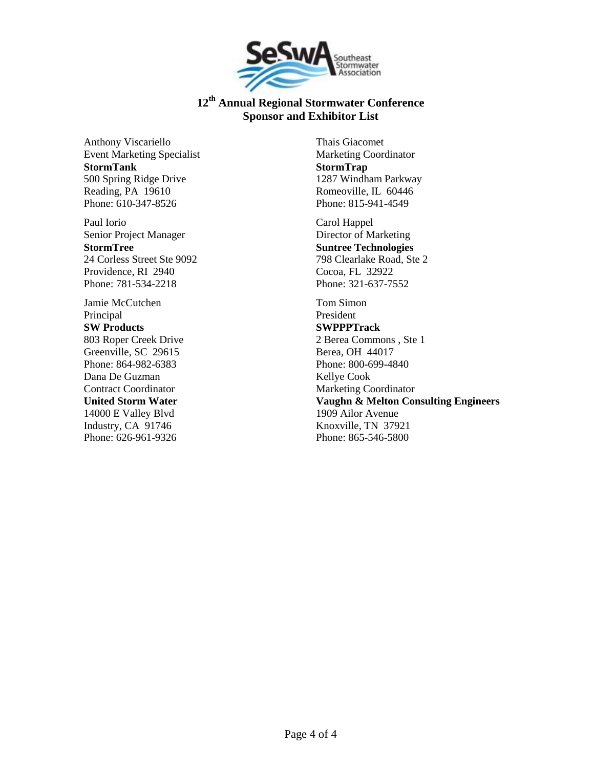## 12th Annual Regional Stormwater Conference
## Sponsor and Exhibitor List

Anthony Viscariello
Event Marketing Specialist
**StormTank**
500 Spring Ridge Drive
Reading, PA 19610
Phone: 610-347-8526

Thais Giacomet
Marketing Coordinator
**StormTrap**
1287 Windham Parkway
Romeoville, IL 60446
Phone: 815-941-4549

Paul Iorio
Senior Project Manager
**StormTree**
24 Corless Street Ste 9092
Providence, RI 2940
Phone: 781-534-2218

Carol Happel
Director of Marketing
**Suntree Technologies**
798 Clearlake Road, Ste 2
Cocoa, FL 32922
Phone: 321-637-7552

Jamie McCutchen
Principal
**SW Products**
803 Roper Creek Drive
Greenville, SC 29615
Phone: 864-982-6383

Tom Simon
President
**SWPPPTrack**
2 Berea Commons , Ste 1
Berea, OH 44017
Phone: 800-699-4840

Dana De Guzman
Contract Coordinator
**United Storm Water**
14000 E Valley Blvd
Industry, CA 91746
Phone: 626-961-9326

Kellye Cook
Marketing Coordinator
**Vaughn & Melton Consulting Engineers**
1909 Ailor Avenue
Knoxville, TN 37921
Phone: 865-546-5800